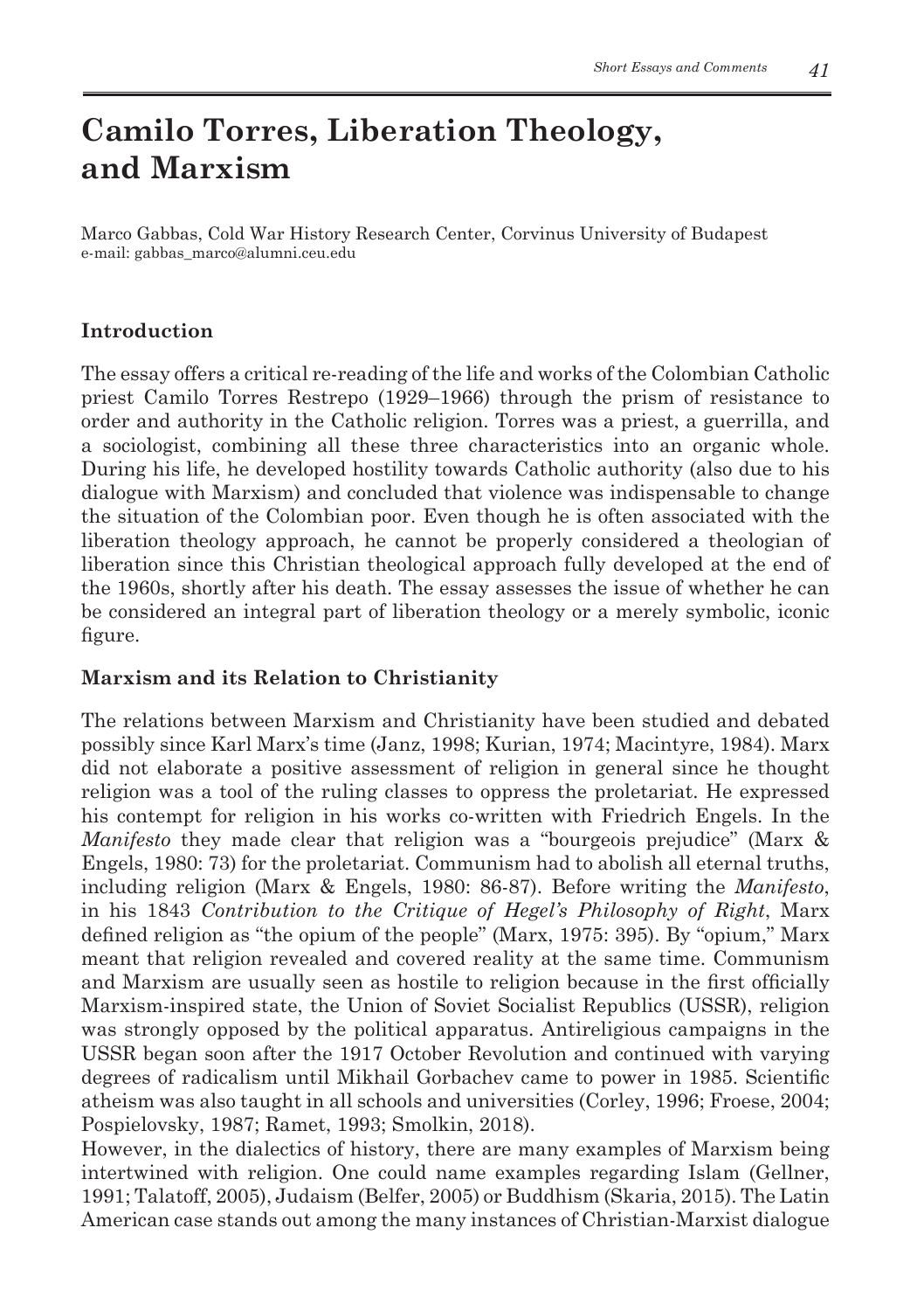# Camilo Torres, Liberation Theology, and Marxism

Marco Gabbas, Cold War History Research Center, Corvinus University of Budapest
e-mail: gabbas_marco@alumni.ceu.edu

## Introduction

The essay offers a critical re-reading of the life and works of the Colombian Catholic priest Camilo Torres Restrepo (1929–1966) through the prism of resistance to order and authority in the Catholic religion. Torres was a priest, a guerrilla, and a sociologist, combining all these three characteristics into an organic whole. During his life, he developed hostility towards Catholic authority (also due to his dialogue with Marxism) and concluded that violence was indispensable to change the situation of the Colombian poor. Even though he is often associated with the liberation theology approach, he cannot be properly considered a theologian of liberation since this Christian theological approach fully developed at the end of the 1960s, shortly after his death. The essay assesses the issue of whether he can be considered an integral part of liberation theology or a merely symbolic, iconic figure.

## Marxism and its Relation to Christianity

The relations between Marxism and Christianity have been studied and debated possibly since Karl Marx's time (Janz, 1998; Kurian, 1974; Macintyre, 1984). Marx did not elaborate a positive assessment of religion in general since he thought religion was a tool of the ruling classes to oppress the proletariat. He expressed his contempt for religion in his works co-written with Friedrich Engels. In the *Manifesto* they made clear that religion was a "bourgeois prejudice" (Marx & Engels, 1980: 73) for the proletariat. Communism had to abolish all eternal truths, including religion (Marx & Engels, 1980: 86-87). Before writing the *Manifesto*, in his 1843 *Contribution to the Critique of Hegel's Philosophy of Right*, Marx defined religion as "the opium of the people" (Marx, 1975: 395). By "opium," Marx meant that religion revealed and covered reality at the same time. Communism and Marxism are usually seen as hostile to religion because in the first officially Marxism-inspired state, the Union of Soviet Socialist Republics (USSR), religion was strongly opposed by the political apparatus. Antireligious campaigns in the USSR began soon after the 1917 October Revolution and continued with varying degrees of radicalism until Mikhail Gorbachev came to power in 1985. Scientific atheism was also taught in all schools and universities (Corley, 1996; Froese, 2004; Pospielovsky, 1987; Ramet, 1993; Smolkin, 2018).

However, in the dialectics of history, there are many examples of Marxism being intertwined with religion. One could name examples regarding Islam (Gellner, 1991; Talatoff, 2005), Judaism (Belfer, 2005) or Buddhism (Skaria, 2015). The Latin American case stands out among the many instances of Christian-Marxist dialogue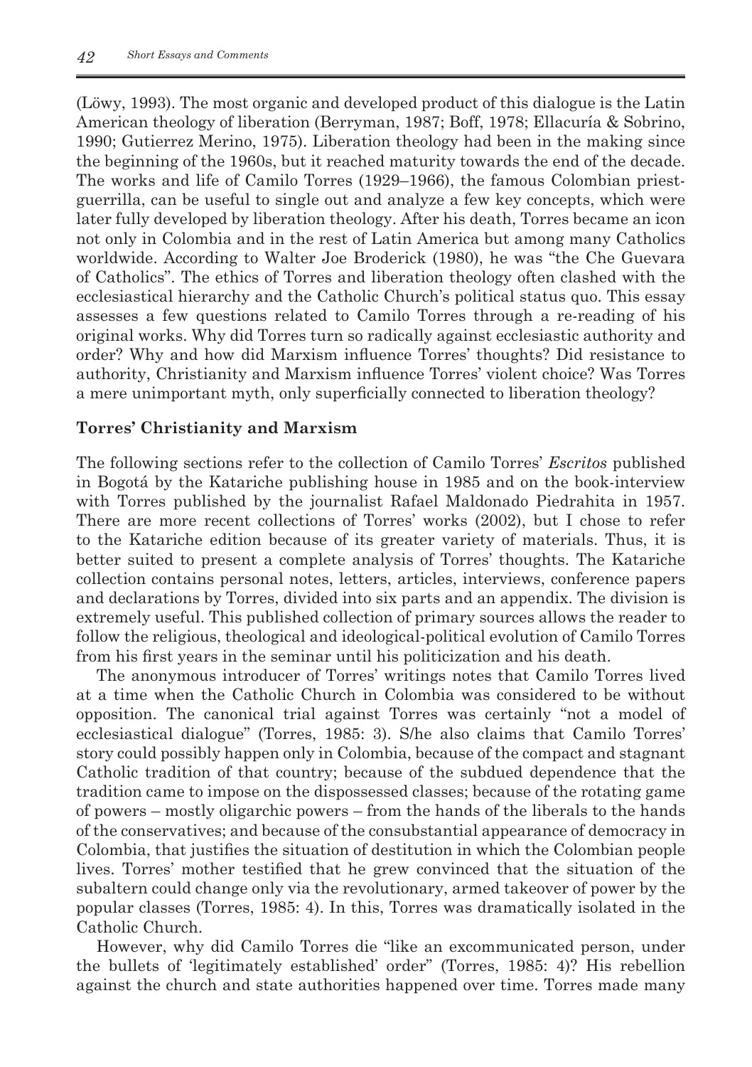(Löwy, 1993). The most organic and developed product of this dialogue is the Latin American theology of liberation (Berryman, 1987; Boff, 1978; Ellacuría & Sobrino, 1990; Gutierrez Merino, 1975). Liberation theology had been in the making since the beginning of the 1960s, but it reached maturity towards the end of the decade. The works and life of Camilo Torres (1929–1966), the famous Colombian priest-guerrilla, can be useful to single out and analyze a few key concepts, which were later fully developed by liberation theology. After his death, Torres became an icon not only in Colombia and in the rest of Latin America but among many Catholics worldwide. According to Walter Joe Broderick (1980), he was "the Che Guevara of Catholics". The ethics of Torres and liberation theology often clashed with the ecclesiastical hierarchy and the Catholic Church's political status quo. This essay assesses a few questions related to Camilo Torres through a re-reading of his original works. Why did Torres turn so radically against ecclesiastic authority and order? Why and how did Marxism influence Torres' thoughts? Did resistance to authority, Christianity and Marxism influence Torres' violent choice? Was Torres a mere unimportant myth, only superficially connected to liberation theology?

## Torres' Christianity and Marxism

The following sections refer to the collection of Camilo Torres' *Escritos* published in Bogotá by the Katariche publishing house in 1985 and on the book-interview with Torres published by the journalist Rafael Maldonado Piedrahita in 1957. There are more recent collections of Torres' works (2002), but I chose to refer to the Katariche edition because of its greater variety of materials. Thus, it is better suited to present a complete analysis of Torres' thoughts. The Katariche collection contains personal notes, letters, articles, interviews, conference papers and declarations by Torres, divided into six parts and an appendix. The division is extremely useful. This published collection of primary sources allows the reader to follow the religious, theological and ideological-political evolution of Camilo Torres from his first years in the seminar until his politicization and his death.

The anonymous introducer of Torres' writings notes that Camilo Torres lived at a time when the Catholic Church in Colombia was considered to be without opposition. The canonical trial against Torres was certainly "not a model of ecclesiastical dialogue" (Torres, 1985: 3). S/he also claims that Camilo Torres' story could possibly happen only in Colombia, because of the compact and stagnant Catholic tradition of that country; because of the subdued dependence that the tradition came to impose on the dispossessed classes; because of the rotating game of powers – mostly oligarchic powers – from the hands of the liberals to the hands of the conservatives; and because of the consubstantial appearance of democracy in Colombia, that justifies the situation of destitution in which the Colombian people lives. Torres' mother testified that he grew convinced that the situation of the subaltern could change only via the revolutionary, armed takeover of power by the popular classes (Torres, 1985: 4). In this, Torres was dramatically isolated in the Catholic Church.

However, why did Camilo Torres die "like an excommunicated person, under the bullets of 'legitimately established' order" (Torres, 1985: 4)? His rebellion against the church and state authorities happened over time. Torres made many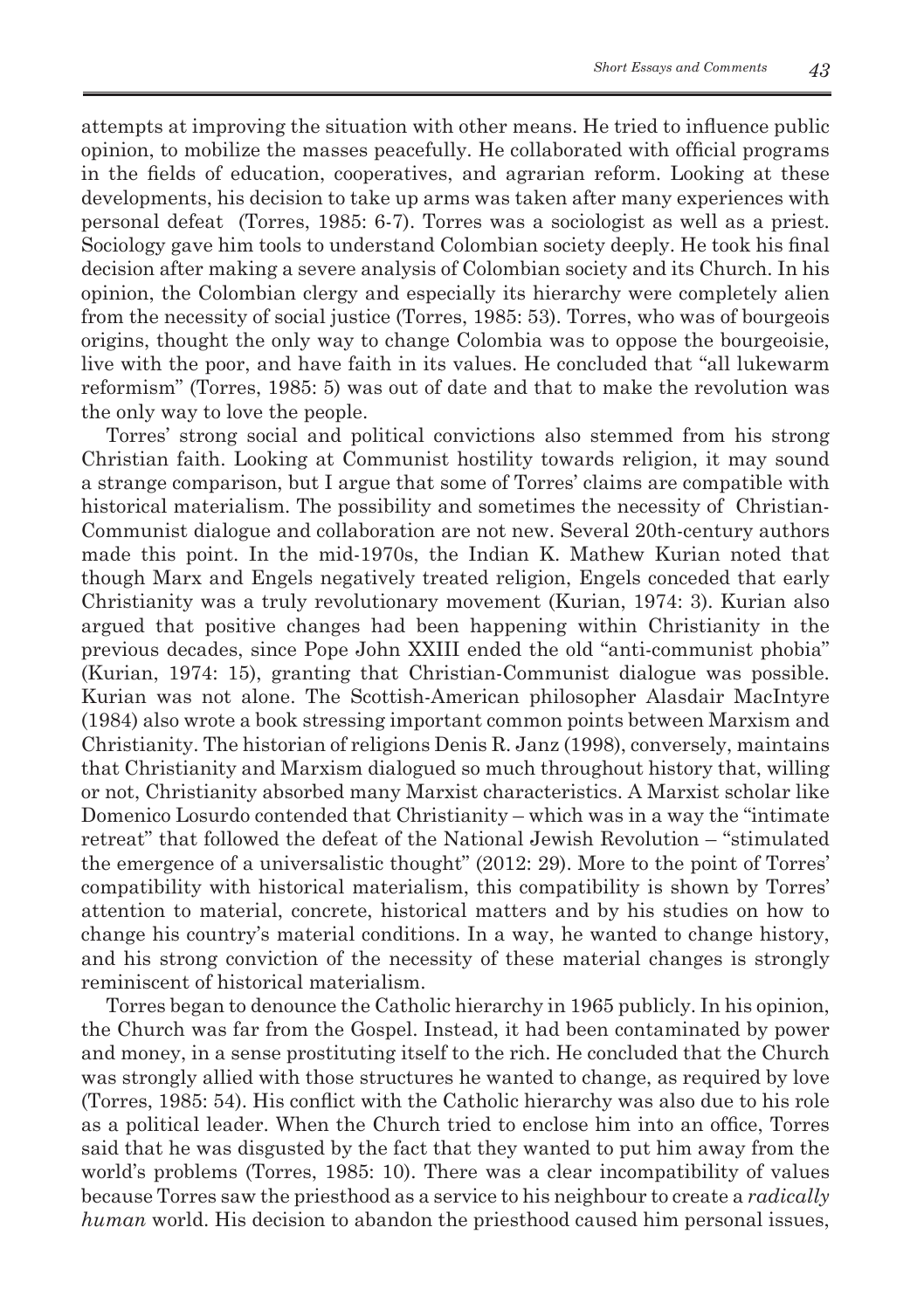attempts at improving the situation with other means. He tried to influence public opinion, to mobilize the masses peacefully. He collaborated with official programs in the fields of education, cooperatives, and agrarian reform. Looking at these developments, his decision to take up arms was taken after many experiences with personal defeat (Torres, 1985: 6-7). Torres was a sociologist as well as a priest. Sociology gave him tools to understand Colombian society deeply. He took his final decision after making a severe analysis of Colombian society and its Church. In his opinion, the Colombian clergy and especially its hierarchy were completely alien from the necessity of social justice (Torres, 1985: 53). Torres, who was of bourgeois origins, thought the only way to change Colombia was to oppose the bourgeoisie, live with the poor, and have faith in its values. He concluded that "all lukewarm reformism" (Torres, 1985: 5) was out of date and that to make the revolution was the only way to love the people.

Torres' strong social and political convictions also stemmed from his strong Christian faith. Looking at Communist hostility towards religion, it may sound a strange comparison, but I argue that some of Torres' claims are compatible with historical materialism. The possibility and sometimes the necessity of Christian-Communist dialogue and collaboration are not new. Several 20th-century authors made this point. In the mid-1970s, the Indian K. Mathew Kurian noted that though Marx and Engels negatively treated religion, Engels conceded that early Christianity was a truly revolutionary movement (Kurian, 1974: 3). Kurian also argued that positive changes had been happening within Christianity in the previous decades, since Pope John XXIII ended the old "anti-communist phobia" (Kurian, 1974: 15), granting that Christian-Communist dialogue was possible. Kurian was not alone. The Scottish-American philosopher Alasdair MacIntyre (1984) also wrote a book stressing important common points between Marxism and Christianity. The historian of religions Denis R. Janz (1998), conversely, maintains that Christianity and Marxism dialogued so much throughout history that, willing or not, Christianity absorbed many Marxist characteristics. A Marxist scholar like Domenico Losurdo contended that Christianity – which was in a way the "intimate retreat" that followed the defeat of the National Jewish Revolution – "stimulated the emergence of a universalistic thought" (2012: 29). More to the point of Torres' compatibility with historical materialism, this compatibility is shown by Torres' attention to material, concrete, historical matters and by his studies on how to change his country's material conditions. In a way, he wanted to change history, and his strong conviction of the necessity of these material changes is strongly reminiscent of historical materialism.

Torres began to denounce the Catholic hierarchy in 1965 publicly. In his opinion, the Church was far from the Gospel. Instead, it had been contaminated by power and money, in a sense prostituting itself to the rich. He concluded that the Church was strongly allied with those structures he wanted to change, as required by love (Torres, 1985: 54). His conflict with the Catholic hierarchy was also due to his role as a political leader. When the Church tried to enclose him into an office, Torres said that he was disgusted by the fact that they wanted to put him away from the world's problems (Torres, 1985: 10). There was a clear incompatibility of values because Torres saw the priesthood as a service to his neighbour to create a *radically human* world. His decision to abandon the priesthood caused him personal issues,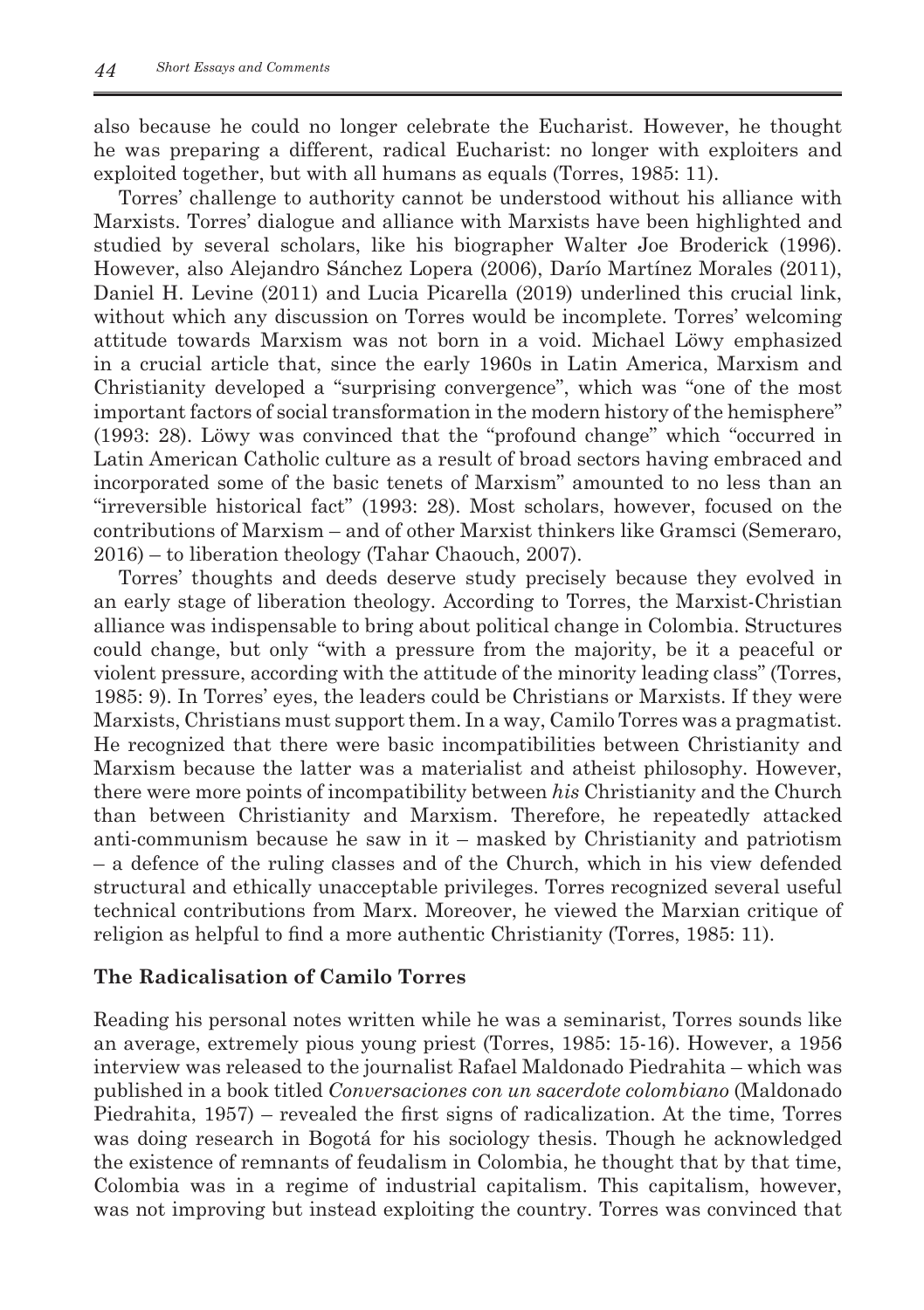also because he could no longer celebrate the Eucharist. However, he thought he was preparing a different, radical Eucharist: no longer with exploiters and exploited together, but with all humans as equals (Torres, 1985: 11).

Torres' challenge to authority cannot be understood without his alliance with Marxists. Torres' dialogue and alliance with Marxists have been highlighted and studied by several scholars, like his biographer Walter Joe Broderick (1996). However, also Alejandro Sánchez Lopera (2006), Darío Martínez Morales (2011), Daniel H. Levine (2011) and Lucia Picarella (2019) underlined this crucial link, without which any discussion on Torres would be incomplete. Torres' welcoming attitude towards Marxism was not born in a void. Michael Löwy emphasized in a crucial article that, since the early 1960s in Latin America, Marxism and Christianity developed a "surprising convergence", which was "one of the most important factors of social transformation in the modern history of the hemisphere" (1993: 28). Löwy was convinced that the "profound change" which "occurred in Latin American Catholic culture as a result of broad sectors having embraced and incorporated some of the basic tenets of Marxism" amounted to no less than an "irreversible historical fact" (1993: 28). Most scholars, however, focused on the contributions of Marxism – and of other Marxist thinkers like Gramsci (Semeraro, 2016) – to liberation theology (Tahar Chaouch, 2007).

Torres' thoughts and deeds deserve study precisely because they evolved in an early stage of liberation theology. According to Torres, the Marxist-Christian alliance was indispensable to bring about political change in Colombia. Structures could change, but only "with a pressure from the majority, be it a peaceful or violent pressure, according with the attitude of the minority leading class" (Torres, 1985: 9). In Torres' eyes, the leaders could be Christians or Marxists. If they were Marxists, Christians must support them. In a way, Camilo Torres was a pragmatist. He recognized that there were basic incompatibilities between Christianity and Marxism because the latter was a materialist and atheist philosophy. However, there were more points of incompatibility between *his* Christianity and the Church than between Christianity and Marxism. Therefore, he repeatedly attacked anti-communism because he saw in it – masked by Christianity and patriotism – a defence of the ruling classes and of the Church, which in his view defended structural and ethically unacceptable privileges. Torres recognized several useful technical contributions from Marx. Moreover, he viewed the Marxian critique of religion as helpful to find a more authentic Christianity (Torres, 1985: 11).

## The Radicalisation of Camilo Torres

Reading his personal notes written while he was a seminarist, Torres sounds like an average, extremely pious young priest (Torres, 1985: 15-16). However, a 1956 interview was released to the journalist Rafael Maldonado Piedrahita – which was published in a book titled *Conversaciones con un sacerdote colombiano* (Maldonado Piedrahita, 1957) – revealed the first signs of radicalization. At the time, Torres was doing research in Bogotá for his sociology thesis. Though he acknowledged the existence of remnants of feudalism in Colombia, he thought that by that time, Colombia was in a regime of industrial capitalism. This capitalism, however, was not improving but instead exploiting the country. Torres was convinced that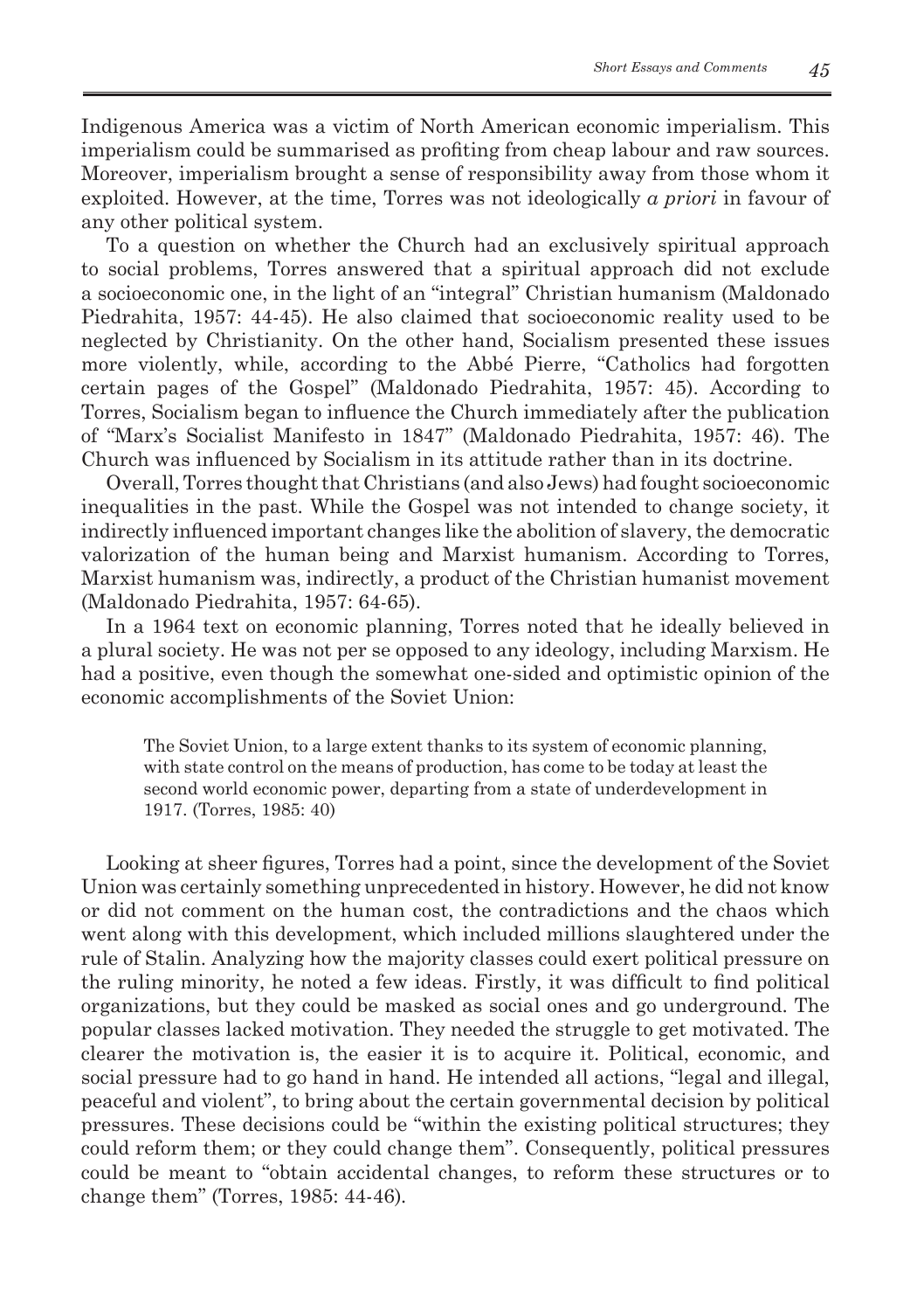Indigenous America was a victim of North American economic imperialism. This imperialism could be summarised as profiting from cheap labour and raw sources. Moreover, imperialism brought a sense of responsibility away from those whom it exploited. However, at the time, Torres was not ideologically *a priori* in favour of any other political system.

To a question on whether the Church had an exclusively spiritual approach to social problems, Torres answered that a spiritual approach did not exclude a socioeconomic one, in the light of an "integral" Christian humanism (Maldonado Piedrahita, 1957: 44-45). He also claimed that socioeconomic reality used to be neglected by Christianity. On the other hand, Socialism presented these issues more violently, while, according to the Abbé Pierre, "Catholics had forgotten certain pages of the Gospel" (Maldonado Piedrahita, 1957: 45). According to Torres, Socialism began to influence the Church immediately after the publication of "Marx's Socialist Manifesto in 1847" (Maldonado Piedrahita, 1957: 46). The Church was influenced by Socialism in its attitude rather than in its doctrine.

Overall, Torres thought that Christians (and also Jews) had fought socioeconomic inequalities in the past. While the Gospel was not intended to change society, it indirectly influenced important changes like the abolition of slavery, the democratic valorization of the human being and Marxist humanism. According to Torres, Marxist humanism was, indirectly, a product of the Christian humanist movement (Maldonado Piedrahita, 1957: 64-65).

In a 1964 text on economic planning, Torres noted that he ideally believed in a plural society. He was not per se opposed to any ideology, including Marxism. He had a positive, even though the somewhat one-sided and optimistic opinion of the economic accomplishments of the Soviet Union:

> The Soviet Union, to a large extent thanks to its system of economic planning, with state control on the means of production, has come to be today at least the second world economic power, departing from a state of underdevelopment in 1917. (Torres, 1985: 40)

Looking at sheer figures, Torres had a point, since the development of the Soviet Union was certainly something unprecedented in history. However, he did not know or did not comment on the human cost, the contradictions and the chaos which went along with this development, which included millions slaughtered under the rule of Stalin. Analyzing how the majority classes could exert political pressure on the ruling minority, he noted a few ideas. Firstly, it was difficult to find political organizations, but they could be masked as social ones and go underground. The popular classes lacked motivation. They needed the struggle to get motivated. The clearer the motivation is, the easier it is to acquire it. Political, economic, and social pressure had to go hand in hand. He intended all actions, "legal and illegal, peaceful and violent", to bring about the certain governmental decision by political pressures. These decisions could be "within the existing political structures; they could reform them; or they could change them". Consequently, political pressures could be meant to "obtain accidental changes, to reform these structures or to change them" (Torres, 1985: 44-46).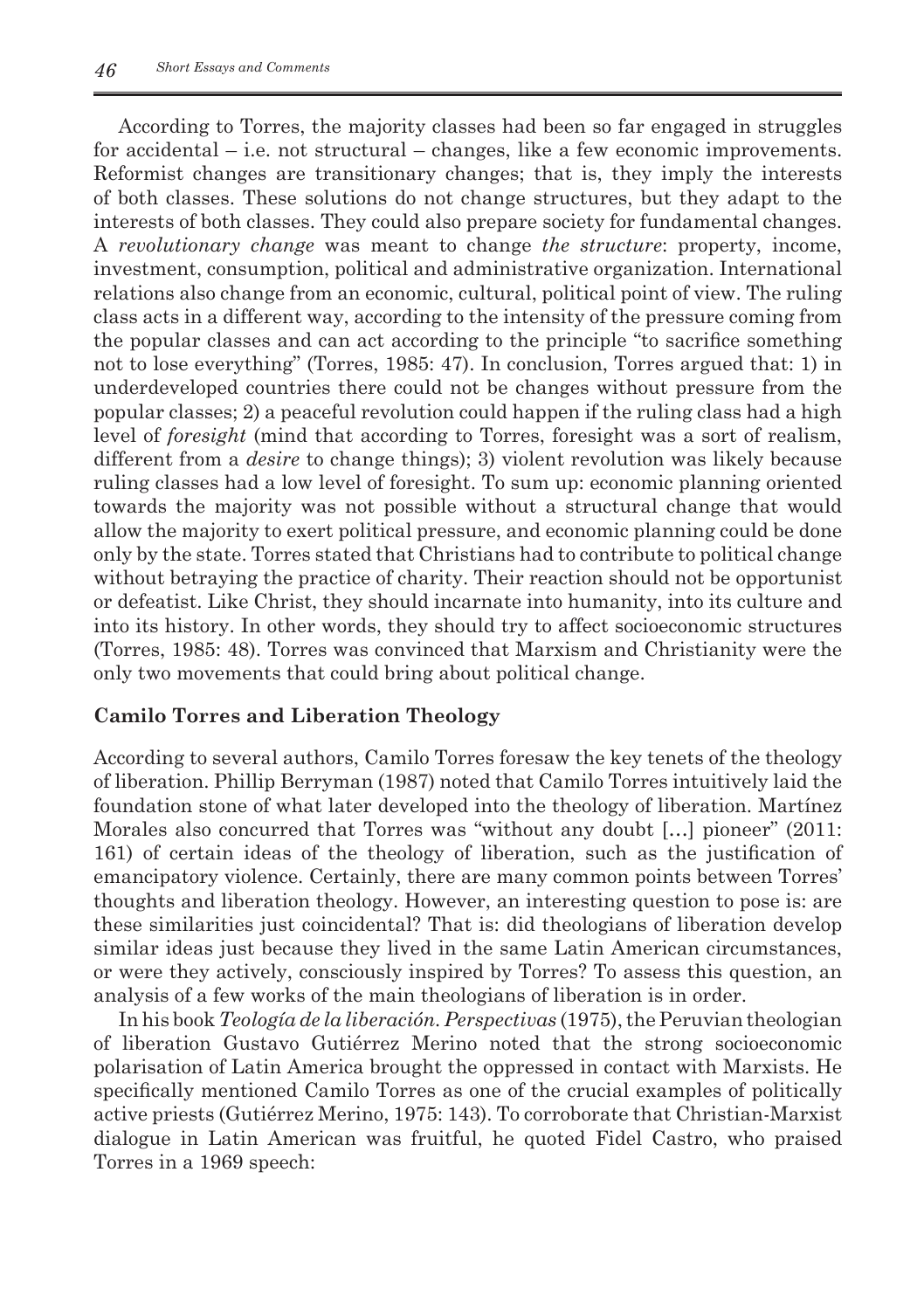According to Torres, the majority classes had been so far engaged in struggles for accidental – i.e. not structural – changes, like a few economic improvements. Reformist changes are transitionary changes; that is, they imply the interests of both classes. These solutions do not change structures, but they adapt to the interests of both classes. They could also prepare society for fundamental changes. A *revolutionary change* was meant to change *the structure*: property, income, investment, consumption, political and administrative organization. International relations also change from an economic, cultural, political point of view. The ruling class acts in a different way, according to the intensity of the pressure coming from the popular classes and can act according to the principle "to sacrifice something not to lose everything" (Torres, 1985: 47). In conclusion, Torres argued that: 1) in underdeveloped countries there could not be changes without pressure from the popular classes; 2) a peaceful revolution could happen if the ruling class had a high level of *foresight* (mind that according to Torres, foresight was a sort of realism, different from a *desire* to change things); 3) violent revolution was likely because ruling classes had a low level of foresight. To sum up: economic planning oriented towards the majority was not possible without a structural change that would allow the majority to exert political pressure, and economic planning could be done only by the state. Torres stated that Christians had to contribute to political change without betraying the practice of charity. Their reaction should not be opportunist or defeatist. Like Christ, they should incarnate into humanity, into its culture and into its history. In other words, they should try to affect socioeconomic structures (Torres, 1985: 48). Torres was convinced that Marxism and Christianity were the only two movements that could bring about political change.

## Camilo Torres and Liberation Theology

According to several authors, Camilo Torres foresaw the key tenets of the theology of liberation. Phillip Berryman (1987) noted that Camilo Torres intuitively laid the foundation stone of what later developed into the theology of liberation. Martínez Morales also concurred that Torres was "without any doubt […] pioneer" (2011: 161) of certain ideas of the theology of liberation, such as the justification of emancipatory violence. Certainly, there are many common points between Torres' thoughts and liberation theology. However, an interesting question to pose is: are these similarities just coincidental? That is: did theologians of liberation develop similar ideas just because they lived in the same Latin American circumstances, or were they actively, consciously inspired by Torres? To assess this question, an analysis of a few works of the main theologians of liberation is in order.

In his book *Teología de la liberación. Perspectivas* (1975), the Peruvian theologian of liberation Gustavo Gutiérrez Merino noted that the strong socioeconomic polarisation of Latin America brought the oppressed in contact with Marxists. He specifically mentioned Camilo Torres as one of the crucial examples of politically active priests (Gutiérrez Merino, 1975: 143). To corroborate that Christian-Marxist dialogue in Latin American was fruitful, he quoted Fidel Castro, who praised Torres in a 1969 speech: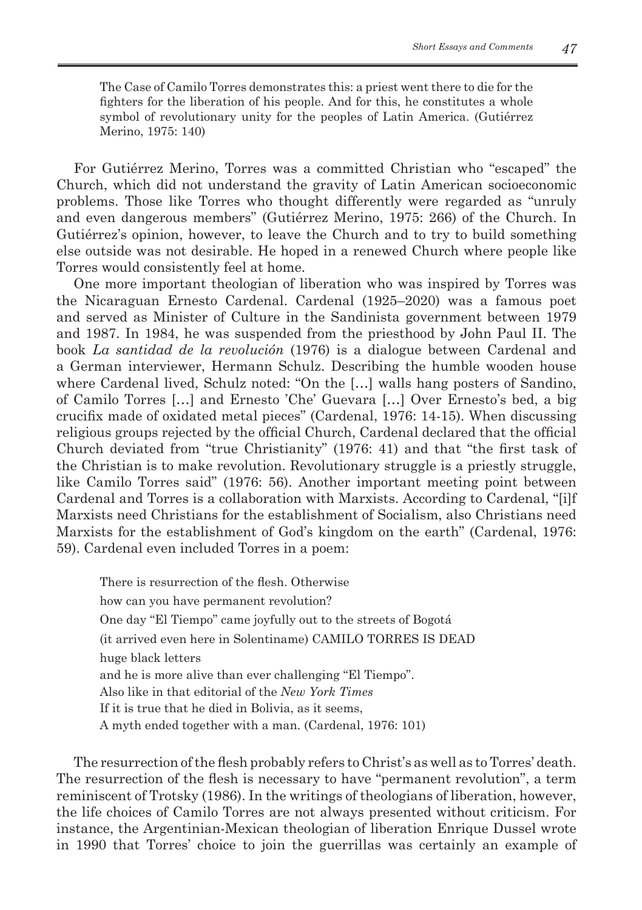> The Case of Camilo Torres demonstrates this: a priest went there to die for the fighters for the liberation of his people. And for this, he constitutes a whole symbol of revolutionary unity for the peoples of Latin America. (Gutiérrez Merino, 1975: 140)

For Gutiérrez Merino, Torres was a committed Christian who "escaped" the Church, which did not understand the gravity of Latin American socioeconomic problems. Those like Torres who thought differently were regarded as "unruly and even dangerous members" (Gutiérrez Merino, 1975: 266) of the Church. In Gutiérrez's opinion, however, to leave the Church and to try to build something else outside was not desirable. He hoped in a renewed Church where people like Torres would consistently feel at home.

One more important theologian of liberation who was inspired by Torres was the Nicaraguan Ernesto Cardenal. Cardenal (1925–2020) was a famous poet and served as Minister of Culture in the Sandinista government between 1979 and 1987. In 1984, he was suspended from the priesthood by John Paul II. The book *La santidad de la revolución* (1976) is a dialogue between Cardenal and a German interviewer, Hermann Schulz. Describing the humble wooden house where Cardenal lived, Schulz noted: "On the […] walls hang posters of Sandino, of Camilo Torres […] and Ernesto 'Che' Guevara […] Over Ernesto's bed, a big crucifix made of oxidated metal pieces" (Cardenal, 1976: 14-15). When discussing religious groups rejected by the official Church, Cardenal declared that the official Church deviated from "true Christianity" (1976: 41) and that "the first task of the Christian is to make revolution. Revolutionary struggle is a priestly struggle, like Camilo Torres said" (1976: 56). Another important meeting point between Cardenal and Torres is a collaboration with Marxists. According to Cardenal, "[i]f Marxists need Christians for the establishment of Socialism, also Christians need Marxists for the establishment of God's kingdom on the earth" (Cardenal, 1976: 59). Cardenal even included Torres in a poem:

> There is resurrection of the flesh. Otherwise
> how can you have permanent revolution?
> One day "El Tiempo" came joyfully out to the streets of Bogotá
> (it arrived even here in Solentiname) CAMILO TORRES IS DEAD
> huge black letters
> and he is more alive than ever challenging "El Tiempo".
> Also like in that editorial of the *New York Times*
> If it is true that he died in Bolivia, as it seems,
> A myth ended together with a man. (Cardenal, 1976: 101)

The resurrection of the flesh probably refers to Christ's as well as to Torres' death. The resurrection of the flesh is necessary to have "permanent revolution", a term reminiscent of Trotsky (1986). In the writings of theologians of liberation, however, the life choices of Camilo Torres are not always presented without criticism. For instance, the Argentinian-Mexican theologian of liberation Enrique Dussel wrote in 1990 that Torres' choice to join the guerrillas was certainly an example of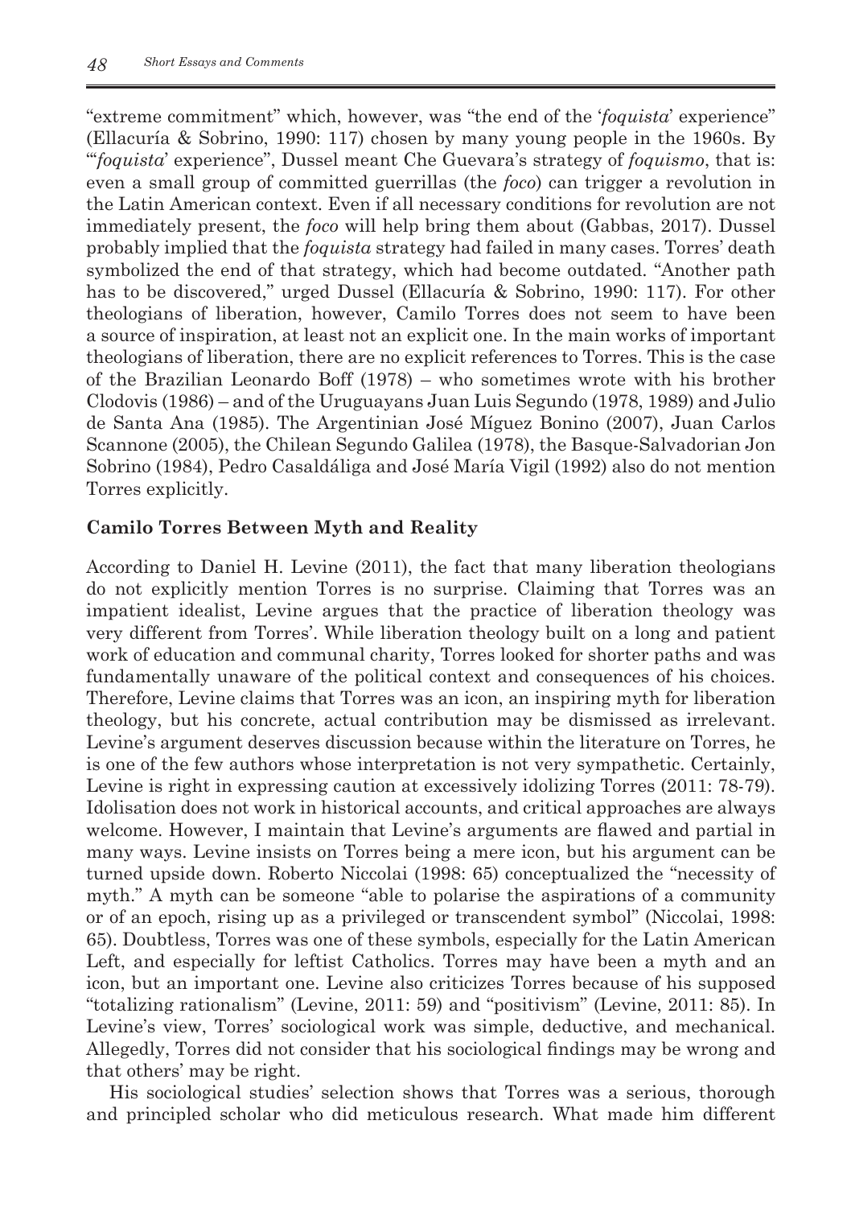"extreme commitment" which, however, was "the end of the '*foquista*' experience" (Ellacuría & Sobrino, 1990: 117) chosen by many young people in the 1960s. By "'*foquista*' experience", Dussel meant Che Guevara's strategy of *foquismo*, that is: even a small group of committed guerrillas (the *foco*) can trigger a revolution in the Latin American context. Even if all necessary conditions for revolution are not immediately present, the *foco* will help bring them about (Gabbas, 2017). Dussel probably implied that the *foquista* strategy had failed in many cases. Torres' death symbolized the end of that strategy, which had become outdated. "Another path has to be discovered," urged Dussel (Ellacuría & Sobrino, 1990: 117). For other theologians of liberation, however, Camilo Torres does not seem to have been a source of inspiration, at least not an explicit one. In the main works of important theologians of liberation, there are no explicit references to Torres. This is the case of the Brazilian Leonardo Boff (1978) – who sometimes wrote with his brother Clodovis (1986) – and of the Uruguayans Juan Luis Segundo (1978, 1989) and Julio de Santa Ana (1985). The Argentinian José Míguez Bonino (2007), Juan Carlos Scannone (2005), the Chilean Segundo Galilea (1978), the Basque-Salvadorian Jon Sobrino (1984), Pedro Casaldáliga and José María Vigil (1992) also do not mention Torres explicitly.

## Camilo Torres Between Myth and Reality

According to Daniel H. Levine (2011), the fact that many liberation theologians do not explicitly mention Torres is no surprise. Claiming that Torres was an impatient idealist, Levine argues that the practice of liberation theology was very different from Torres'. While liberation theology built on a long and patient work of education and communal charity, Torres looked for shorter paths and was fundamentally unaware of the political context and consequences of his choices. Therefore, Levine claims that Torres was an icon, an inspiring myth for liberation theology, but his concrete, actual contribution may be dismissed as irrelevant. Levine's argument deserves discussion because within the literature on Torres, he is one of the few authors whose interpretation is not very sympathetic. Certainly, Levine is right in expressing caution at excessively idolizing Torres (2011: 78-79). Idolisation does not work in historical accounts, and critical approaches are always welcome. However, I maintain that Levine's arguments are flawed and partial in many ways. Levine insists on Torres being a mere icon, but his argument can be turned upside down. Roberto Niccolai (1998: 65) conceptualized the "necessity of myth." A myth can be someone "able to polarise the aspirations of a community or of an epoch, rising up as a privileged or transcendent symbol" (Niccolai, 1998: 65). Doubtless, Torres was one of these symbols, especially for the Latin American Left, and especially for leftist Catholics. Torres may have been a myth and an icon, but an important one. Levine also criticizes Torres because of his supposed "totalizing rationalism" (Levine, 2011: 59) and "positivism" (Levine, 2011: 85). In Levine's view, Torres' sociological work was simple, deductive, and mechanical. Allegedly, Torres did not consider that his sociological findings may be wrong and that others' may be right.

His sociological studies' selection shows that Torres was a serious, thorough and principled scholar who did meticulous research. What made him different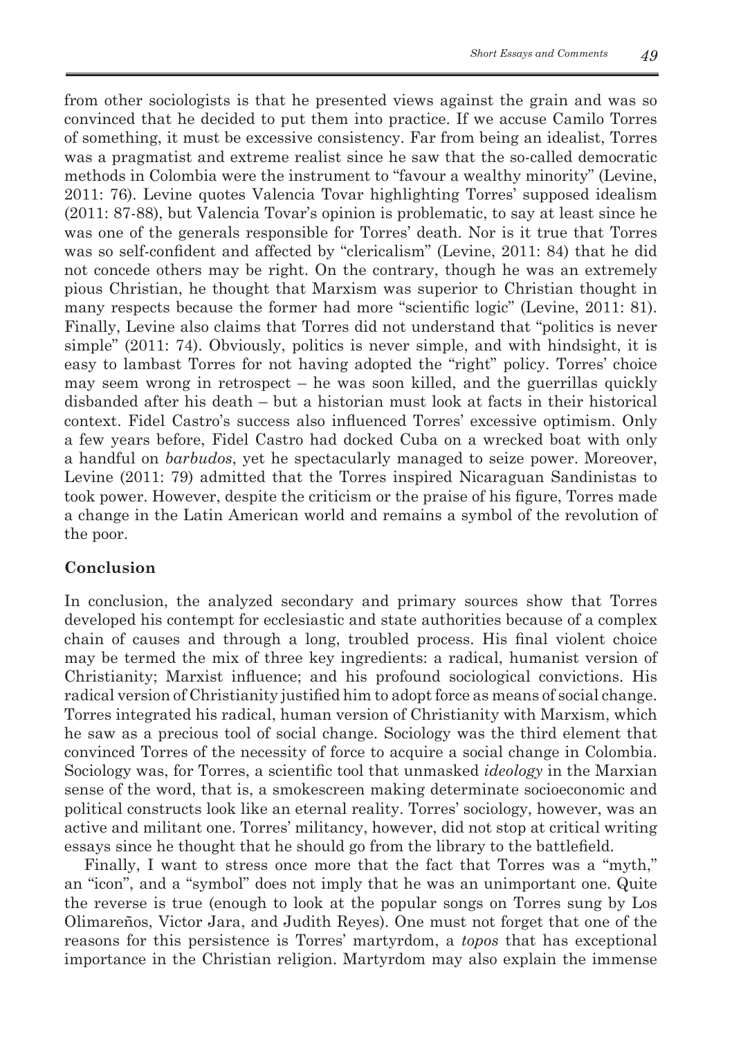from other sociologists is that he presented views against the grain and was so convinced that he decided to put them into practice. If we accuse Camilo Torres of something, it must be excessive consistency. Far from being an idealist, Torres was a pragmatist and extreme realist since he saw that the so-called democratic methods in Colombia were the instrument to "favour a wealthy minority" (Levine, 2011: 76). Levine quotes Valencia Tovar highlighting Torres' supposed idealism (2011: 87-88), but Valencia Tovar's opinion is problematic, to say at least since he was one of the generals responsible for Torres' death. Nor is it true that Torres was so self-confident and affected by "clericalism" (Levine, 2011: 84) that he did not concede others may be right. On the contrary, though he was an extremely pious Christian, he thought that Marxism was superior to Christian thought in many respects because the former had more "scientific logic" (Levine, 2011: 81). Finally, Levine also claims that Torres did not understand that "politics is never simple" (2011: 74). Obviously, politics is never simple, and with hindsight, it is easy to lambast Torres for not having adopted the "right" policy. Torres' choice may seem wrong in retrospect – he was soon killed, and the guerrillas quickly disbanded after his death – but a historian must look at facts in their historical context. Fidel Castro's success also influenced Torres' excessive optimism. Only a few years before, Fidel Castro had docked Cuba on a wrecked boat with only a handful on *barbudos*, yet he spectacularly managed to seize power. Moreover, Levine (2011: 79) admitted that the Torres inspired Nicaraguan Sandinistas to took power. However, despite the criticism or the praise of his figure, Torres made a change in the Latin American world and remains a symbol of the revolution of the poor.

## Conclusion

In conclusion, the analyzed secondary and primary sources show that Torres developed his contempt for ecclesiastic and state authorities because of a complex chain of causes and through a long, troubled process. His final violent choice may be termed the mix of three key ingredients: a radical, humanist version of Christianity; Marxist influence; and his profound sociological convictions. His radical version of Christianity justified him to adopt force as means of social change. Torres integrated his radical, human version of Christianity with Marxism, which he saw as a precious tool of social change. Sociology was the third element that convinced Torres of the necessity of force to acquire a social change in Colombia. Sociology was, for Torres, a scientific tool that unmasked *ideology* in the Marxian sense of the word, that is, a smokescreen making determinate socioeconomic and political constructs look like an eternal reality. Torres' sociology, however, was an active and militant one. Torres' militancy, however, did not stop at critical writing essays since he thought that he should go from the library to the battlefield.

Finally, I want to stress once more that the fact that Torres was a "myth," an "icon", and a "symbol" does not imply that he was an unimportant one. Quite the reverse is true (enough to look at the popular songs on Torres sung by Los Olimareños, Victor Jara, and Judith Reyes). One must not forget that one of the reasons for this persistence is Torres' martyrdom, a *topos* that has exceptional importance in the Christian religion. Martyrdom may also explain the immense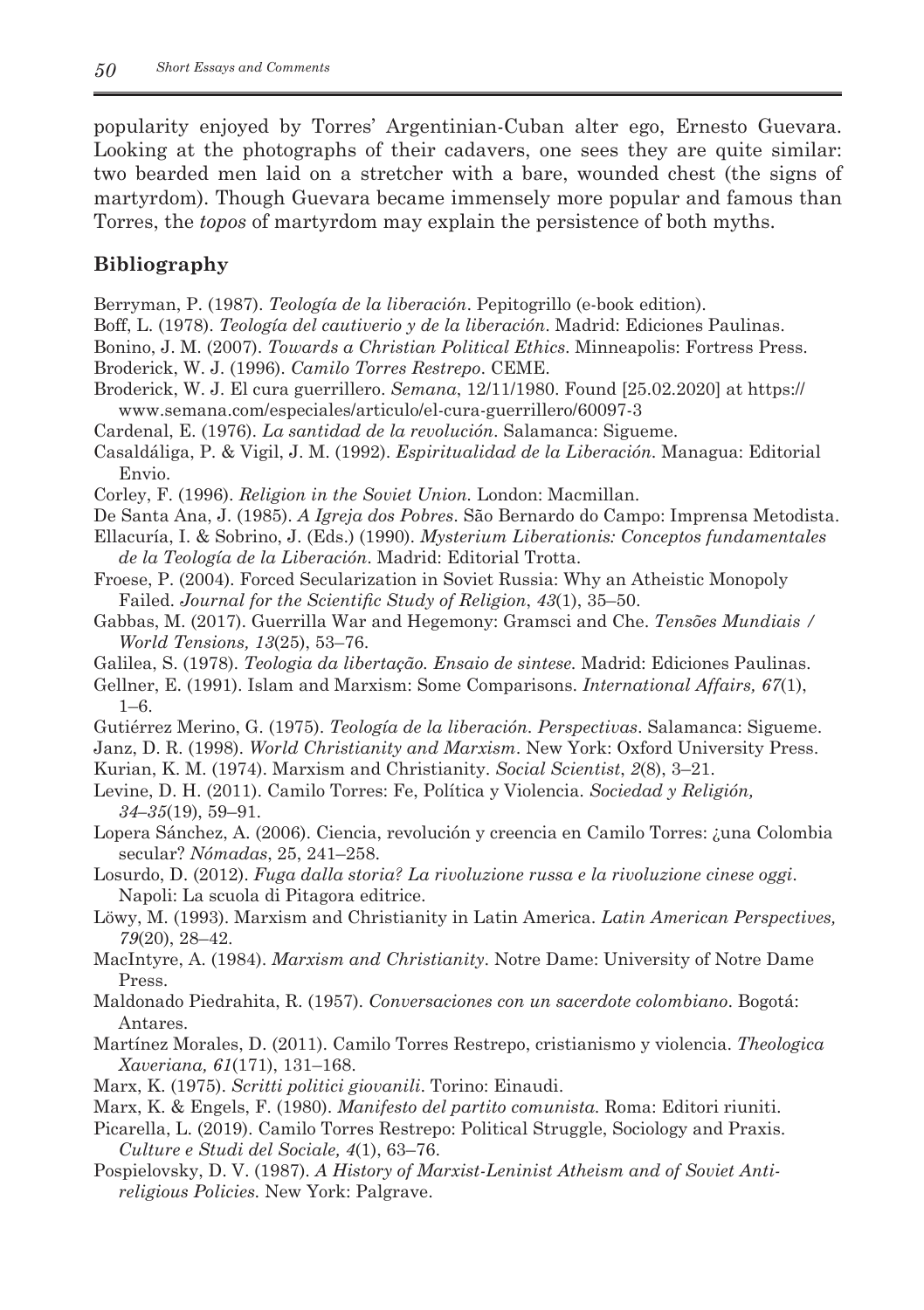popularity enjoyed by Torres' Argentinian-Cuban alter ego, Ernesto Guevara. Looking at the photographs of their cadavers, one sees they are quite similar: two bearded men laid on a stretcher with a bare, wounded chest (the signs of martyrdom). Though Guevara became immensely more popular and famous than Torres, the *topos* of martyrdom may explain the persistence of both myths.

## Bibliography

Berryman, P. (1987). *Teología de la liberación*. Pepitogrillo (e-book edition).

Boff, L. (1978). *Teología del cautiverio y de la liberación*. Madrid: Ediciones Paulinas.

Bonino, J. M. (2007). *Towards a Christian Political Ethics*. Minneapolis: Fortress Press.

Broderick, W. J. (1996). *Camilo Torres Restrepo*. CEME.

Broderick, W. J. El cura guerrillero. *Semana*, 12/11/1980. Found [25.02.2020] at https://www.semana.com/especiales/articulo/el-cura-guerrillero/60097-3

Cardenal, E. (1976). *La santidad de la revolución*. Salamanca: Sigueme.

Casaldáliga, P. & Vigil, J. M. (1992). *Espiritualidad de la Liberación*. Managua: Editorial Envio.

Corley, F. (1996). *Religion in the Soviet Union*. London: Macmillan.

De Santa Ana, J. (1985). *A Igreja dos Pobres*. São Bernardo do Campo: Imprensa Metodista.

Ellacuría, I. & Sobrino, J. (Eds.) (1990). *Mysterium Liberationis: Conceptos fundamentales de la Teología de la Liberación*. Madrid: Editorial Trotta.

Froese, P. (2004). Forced Secularization in Soviet Russia: Why an Atheistic Monopoly Failed. *Journal for the Scientific Study of Religion*, *43*(1), 35–50.

Gabbas, M. (2017). Guerrilla War and Hegemony: Gramsci and Che. *Tensões Mundiais / World Tensions, 13*(25), 53–76.

Galilea, S. (1978). *Teologia da libertação. Ensaio de sintese*. Madrid: Ediciones Paulinas.

Gellner, E. (1991). Islam and Marxism: Some Comparisons. *International Affairs, 67*(1), 1–6.

Gutiérrez Merino, G. (1975). *Teología de la liberación. Perspectivas*. Salamanca: Sigueme.

Janz, D. R. (1998). *World Christianity and Marxism*. New York: Oxford University Press.

Kurian, K. M. (1974). Marxism and Christianity. *Social Scientist*, *2*(8), 3–21.

Levine, D. H. (2011). Camilo Torres: Fe, Política y Violencia. *Sociedad y Religión, 34–35*(19), 59–91.

Lopera Sánchez, A. (2006). Ciencia, revolución y creencia en Camilo Torres: ¿una Colombia secular? *Nómadas*, 25, 241–258.

Losurdo, D. (2012). *Fuga dalla storia? La rivoluzione russa e la rivoluzione cinese oggi*. Napoli: La scuola di Pitagora editrice.

Löwy, M. (1993). Marxism and Christianity in Latin America. *Latin American Perspectives, 79*(20), 28–42.

MacIntyre, A. (1984). *Marxism and Christianity*. Notre Dame: University of Notre Dame Press.

Maldonado Piedrahita, R. (1957). *Conversaciones con un sacerdote colombiano*. Bogotá: Antares.

Martínez Morales, D. (2011). Camilo Torres Restrepo, cristianismo y violencia. *Theologica Xaveriana, 61*(171), 131–168.

Marx, K. (1975). *Scritti politici giovanili*. Torino: Einaudi.

Marx, K. & Engels, F. (1980). *Manifesto del partito comunista*. Roma: Editori riuniti.

Picarella, L. (2019). Camilo Torres Restrepo: Political Struggle, Sociology and Praxis. *Culture e Studi del Sociale, 4*(1), 63–76.

Pospielovsky, D. V. (1987). *A History of Marxist-Leninist Atheism and of Soviet Anti-religious Policies*. New York: Palgrave.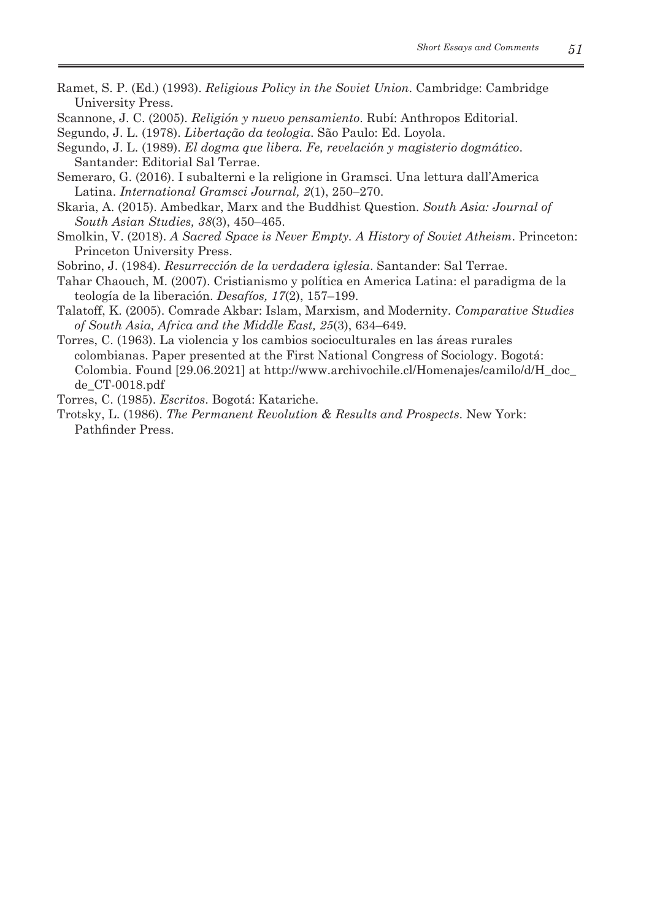Ramet, S. P. (Ed.) (1993). *Religious Policy in the Soviet Union*. Cambridge: Cambridge University Press.

Scannone, J. C. (2005). *Religión y nuevo pensamiento*. Rubí: Anthropos Editorial.

Segundo, J. L. (1978). *Libertação da teologia*. São Paulo: Ed. Loyola.

Segundo, J. L. (1989). *El dogma que libera. Fe, revelación y magisterio dogmático*. Santander: Editorial Sal Terrae.

Semeraro, G. (2016). I subalterni e la religione in Gramsci. Una lettura dall'America Latina. *International Gramsci Journal, 2*(1), 250–270.

Skaria, A. (2015). Ambedkar, Marx and the Buddhist Question. *South Asia: Journal of South Asian Studies, 38*(3), 450–465.

Smolkin, V. (2018). *A Sacred Space is Never Empty. A History of Soviet Atheism*. Princeton: Princeton University Press.

Sobrino, J. (1984). *Resurrección de la verdadera iglesia*. Santander: Sal Terrae.

Tahar Chaouch, M. (2007). Cristianismo y política en America Latina: el paradigma de la teología de la liberación. *Desafíos, 17*(2), 157–199.

Talatoff, K. (2005). Comrade Akbar: Islam, Marxism, and Modernity. *Comparative Studies of South Asia, Africa and the Middle East, 25*(3), 634–649.

Torres, C. (1963). La violencia y los cambios socioculturales en las áreas rurales colombianas. Paper presented at the First National Congress of Sociology. Bogotá: Colombia. Found [29.06.2021] at http://www.archivochile.cl/Homenajes/camilo/d/H_doc_de_CT-0018.pdf

Torres, C. (1985). *Escritos*. Bogotá: Katariche.

Trotsky, L. (1986). *The Permanent Revolution & Results and Prospects*. New York: Pathfinder Press.